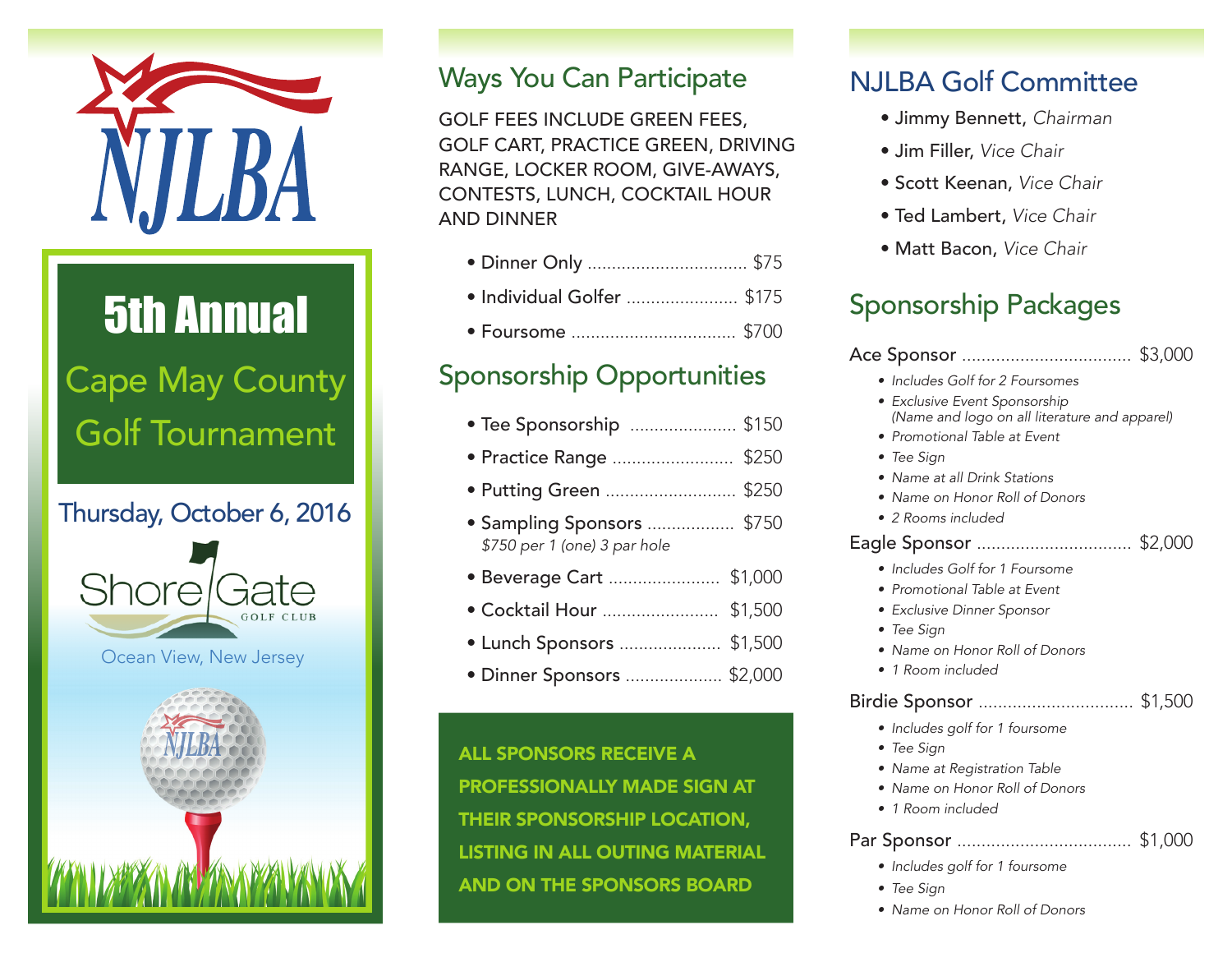# NJLBA

## 5th Annual

## Cape May County Golf Tournament

Thursday, October 6, 2016

ShoreGate GOLF CLUB

Ocean View, New Jersey

## Ways You Can Participate

GOLF FEES INCLUDE GREEN FEES, GOLF CART, PRACTICE GREEN, DRIVING RANGE, LOCKER ROOM, GIVE-AWAYS, CONTESTS, LUNCH, COCKTAIL HOUR AND DINNER

- Dinner Only .................................. $75
- Individual Golfer ....................... $175
- Foursome .................................. $700

## Sponsorship Opportunities

- Tee Sponsorship ...................... $150
- Practice Range ......................... $250
- Putting Green ........................... $250
- Sampling Sponsors .................. $750
  *$750 per 1 (one) 3 par hole*
- Beverage Cart ....................... $1,000
- Cocktail Hour ........................ $1,500
- Lunch Sponsors ..................... $1,500
- Dinner Sponsors .................... $2,000

**ALL SPONSORS RECEIVE A PROFESSIONALLY MADE SIGN AT THEIR SPONSORSHIP LOCATION, LISTING IN ALL OUTING MATERIAL AND ON THE SPONSORS BOARD**

## NJLBA Golf Committee

- Jimmy Bennett, *Chairman*
- Jim Filler, *Vice Chair*
- Scott Keenan, *Vice Chair*
- Ted Lambert, *Vice Chair*
- Matt Bacon, *Vice Chair*

## Sponsorship Packages

Ace Sponsor .................................. $3,000

- *Includes Golf for 2 Foursomes*
- *Exclusive Event Sponsorship (Name and logo on all literature and apparel)*
- *Promotional Table at Event*
- *Tee Sign*
- *Name at all Drink Stations*
- *Name on Honor Roll of Donors*
- *2 Rooms included*

Eagle Sponsor ................................ $2,000

- *Includes Golf for 1 Foursome*
- *Promotional Table at Event*
- *Exclusive Dinner Sponsor*
- *Tee Sign*
- *Name on Honor Roll of Donors*
- *1 Room included*

Birdie Sponsor ................................ $1,500

- *Includes golf for 1 foursome*
- *Tee Sign*
- *Name at Registration Table*
- *Name on Honor Roll of Donors*
- *1 Room included*

Par Sponsor ................................... $1,000

- *Includes golf for 1 foursome*
- *Tee Sign*
- *Name on Honor Roll of Donors*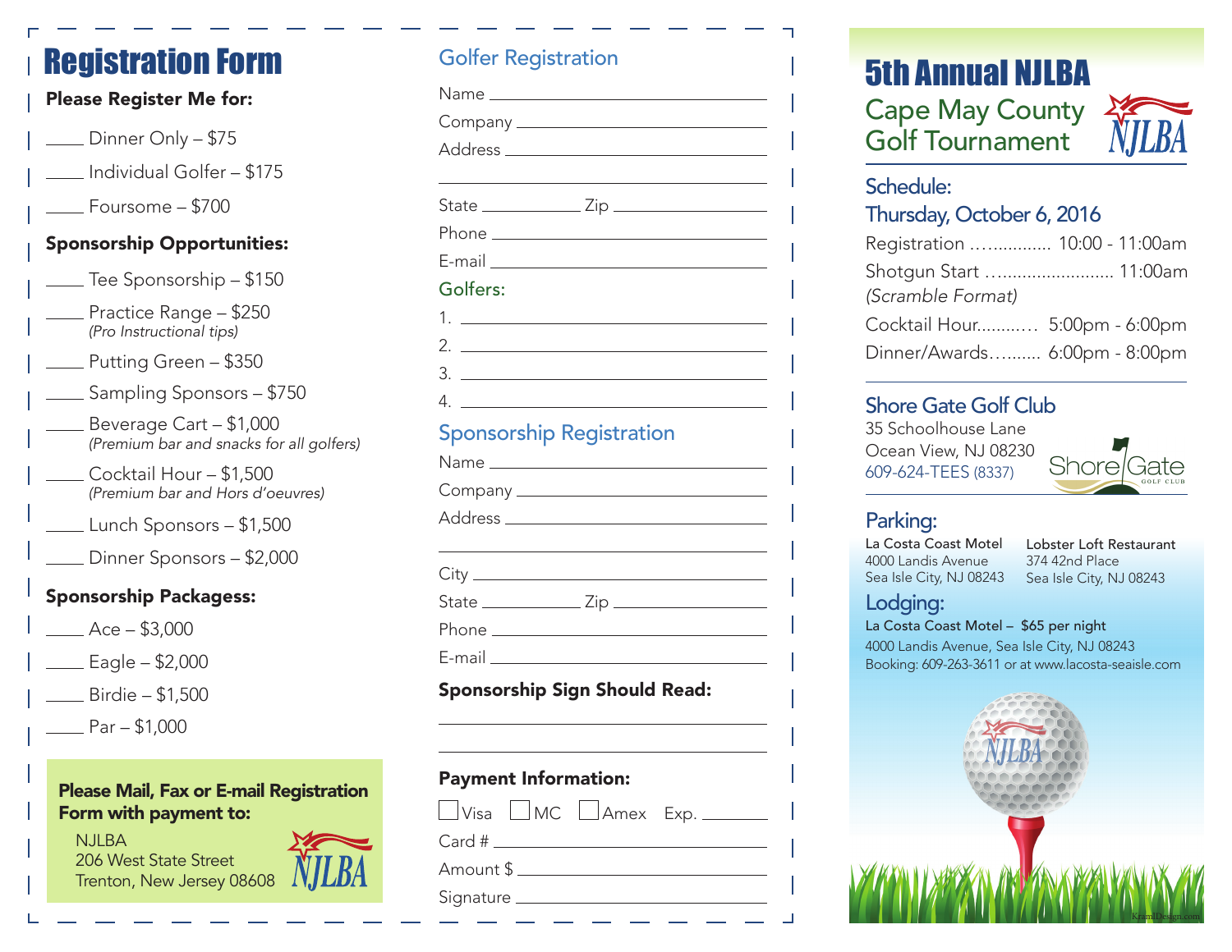# Registration Form

**Please Register Me for:**

____ Dinner Only – $75

____ Individual Golfer – $175

____ Foursome – $700

**Sponsorship Opportunities:**

____ Tee Sponsorship – $150

____ Practice Range – $250
*(Pro Instructional tips)*

____ Putting Green – $350

____ Sampling Sponsors – $750

____ Beverage Cart – $1,000
*(Premium bar and snacks for all golfers)*

____ Cocktail Hour – $1,500
*(Premium bar and Hors d'oeuvres)*

____ Lunch Sponsors – $1,500

____ Dinner Sponsors – $2,000

**Sponsorship Packagess:**

____ Ace – $3,000

____ Eagle – $2,000

____ Birdie – $1,500

____ Par – $1,000

**Please Mail, Fax or E-mail Registration Form with payment to:**

NJLBA
206 West State Street
Trenton, New Jersey 08608

## Golfer Registration

Name ____________________

Company ____________________

Address ____________________

____________________

State __________ Zip __________

Phone ____________________

E-mail ____________________

### Golfers:

1. ____________________
2. ____________________
3. ____________________
4. ____________________

## Sponsorship Registration

Name ____________________

Company ____________________

Address ____________________

____________________

City ____________________

State __________ Zip __________

Phone ____________________

E-mail ____________________

**Sponsorship Sign Should Read:**

____________________

____________________

**Payment Information:**

☐ Visa ☐ MC ☐ Amex Exp. ________

Card # ____________________

Amount $ ____________________

Signature ____________________

# 5th Annual NJLBA

## Cape May County Golf Tournament

NJLBA

### Schedule:

### Thursday, October 6, 2016

Registration ................ 10:00 - 11:00am

Shotgun Start ......................... 11:00am
*(Scramble Format)*

Cocktail Hour........... 5:00pm - 6:00pm

Dinner/Awards.......... 6:00pm - 8:00pm

### Shore Gate Golf Club

35 Schoolhouse Lane
Ocean View, NJ 08230
609-624-TEES (8337)

Shore Gate GOLF CLUB

### Parking:

La Costa Coast Motel
4000 Landis Avenue
Sea Isle City, NJ 08243

Lobster Loft Restaurant
374 42nd Place
Sea Isle City, NJ 08243

### Lodging:

La Costa Coast Motel – $65 per night
4000 Landis Avenue, Sea Isle City, NJ 08243
Booking: 609-263-3611 or at www.lacosta-seaisle.com

NJLBA

KramlDesign.com